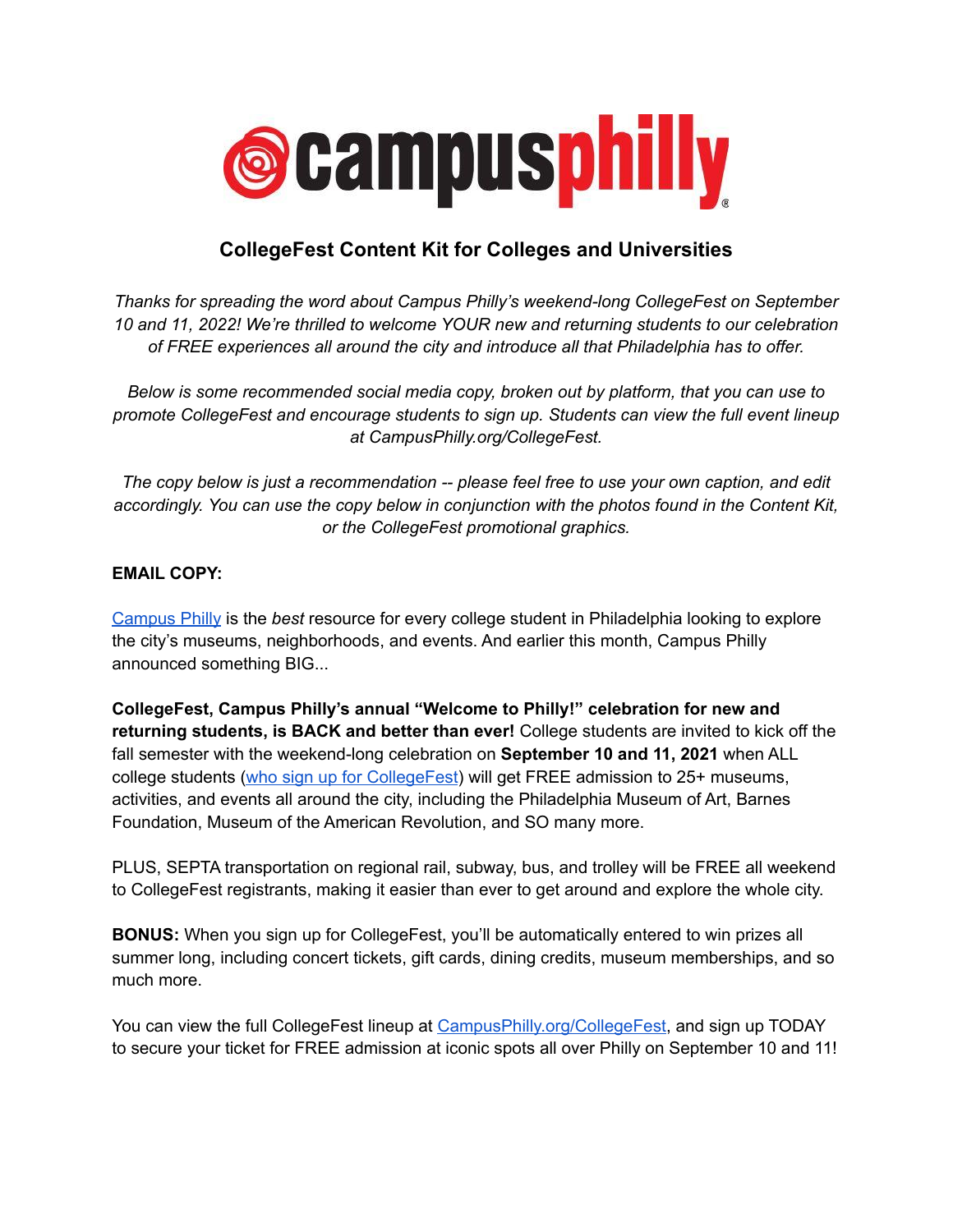# campusphilly

## CollegeFest Content Kit for Colleges and Universities

*Thanks for spreading the word about Campus Philly's weekend-long CollegeFest on September 10 and 11, 2022! We're thrilled to welcome YOUR new and returning students to our celebration of FREE experiences all around the city and introduce all that Philadelphia has to offer.*

*Below is some recommended social media copy, broken out by platform, that you can use to promote CollegeFest and encourage students to sign up. Students can view the full event lineup at CampusPhilly.org/CollegeFest.*

*The copy below is just a recommendation -- please feel free to use your own caption, and edit accordingly. You can use the copy below in conjunction with the photos found in the Content Kit, or the CollegeFest promotional graphics.*

**EMAIL COPY:**

Campus Philly is the *best* resource for every college student in Philadelphia looking to explore the city's museums, neighborhoods, and events. And earlier this month, Campus Philly announced something BIG...

**CollegeFest, Campus Philly's annual "Welcome to Philly!" celebration for new and returning students, is BACK and better than ever!** College students are invited to kick off the fall semester with the weekend-long celebration on **September 10 and 11, 2021** when ALL college students (who sign up for CollegeFest) will get FREE admission to 25+ museums, activities, and events all around the city, including the Philadelphia Museum of Art, Barnes Foundation, Museum of the American Revolution, and SO many more.

PLUS, SEPTA transportation on regional rail, subway, bus, and trolley will be FREE all weekend to CollegeFest registrants, making it easier than ever to get around and explore the whole city.

**BONUS:** When you sign up for CollegeFest, you'll be automatically entered to win prizes all summer long, including concert tickets, gift cards, dining credits, museum memberships, and so much more.

You can view the full CollegeFest lineup at CampusPhilly.org/CollegeFest, and sign up TODAY to secure your ticket for FREE admission at iconic spots all over Philly on September 10 and 11!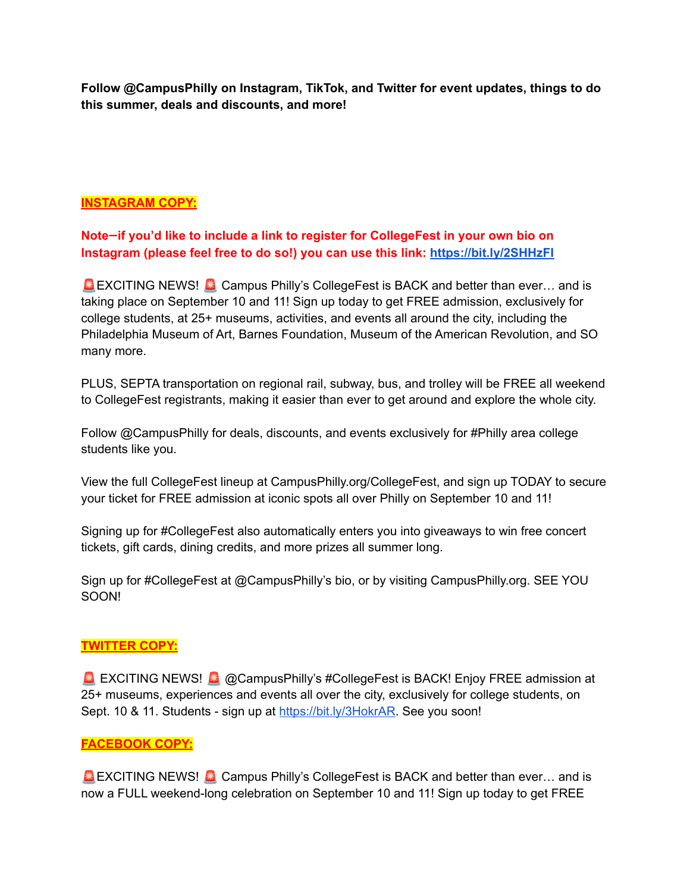**Follow @CampusPhilly on Instagram, TikTok, and Twitter for event updates, things to do this summer, deals and discounts, and more!**

**INSTAGRAM COPY:**

**Note–if you'd like to include a link to register for CollegeFest in your own bio on Instagram (please feel free to do so!) you can use this link: [https://bit.ly/2SHHzFI](https://bit.ly/2SHHzFI)**

🚨EXCITING NEWS! 🚨 Campus Philly's CollegeFest is BACK and better than ever… and is taking place on September 10 and 11! Sign up today to get FREE admission, exclusively for college students, at 25+ museums, activities, and events all around the city, including the Philadelphia Museum of Art, Barnes Foundation, Museum of the American Revolution, and SO many more.

PLUS, SEPTA transportation on regional rail, subway, bus, and trolley will be FREE all weekend to CollegeFest registrants, making it easier than ever to get around and explore the whole city.

Follow @CampusPhilly for deals, discounts, and events exclusively for #Philly area college students like you.

View the full CollegeFest lineup at CampusPhilly.org/CollegeFest, and sign up TODAY to secure your ticket for FREE admission at iconic spots all over Philly on September 10 and 11!

Signing up for #CollegeFest also automatically enters you into giveaways to win free concert tickets, gift cards, dining credits, and more prizes all summer long.

Sign up for #CollegeFest at @CampusPhilly's bio, or by visiting CampusPhilly.org. SEE YOU SOON!

**TWITTER COPY:**

🚨 EXCITING NEWS! 🚨 @CampusPhilly's #CollegeFest is BACK! Enjoy FREE admission at 25+ museums, experiences and events all over the city, exclusively for college students, on Sept. 10 & 11. Students - sign up at [https://bit.ly/3HokrAR](https://bit.ly/3HokrAR). See you soon!

**FACEBOOK COPY:**

🚨EXCITING NEWS! 🚨 Campus Philly's CollegeFest is BACK and better than ever… and is now a FULL weekend-long celebration on September 10 and 11! Sign up today to get FREE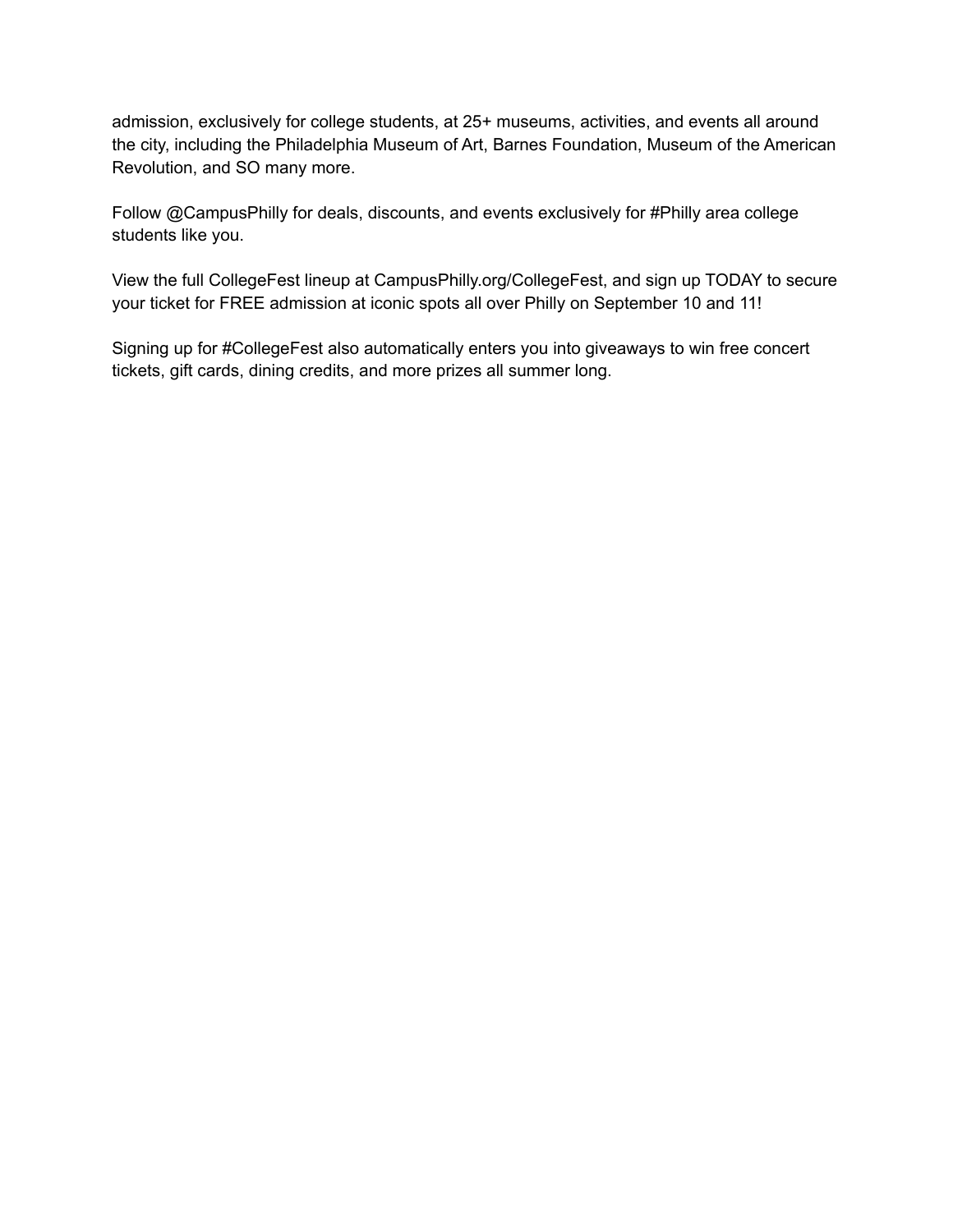admission, exclusively for college students, at 25+ museums, activities, and events all around the city, including the Philadelphia Museum of Art, Barnes Foundation, Museum of the American Revolution, and SO many more.

Follow @CampusPhilly for deals, discounts, and events exclusively for #Philly area college students like you.

View the full CollegeFest lineup at CampusPhilly.org/CollegeFest, and sign up TODAY to secure your ticket for FREE admission at iconic spots all over Philly on September 10 and 11!

Signing up for #CollegeFest also automatically enters you into giveaways to win free concert tickets, gift cards, dining credits, and more prizes all summer long.